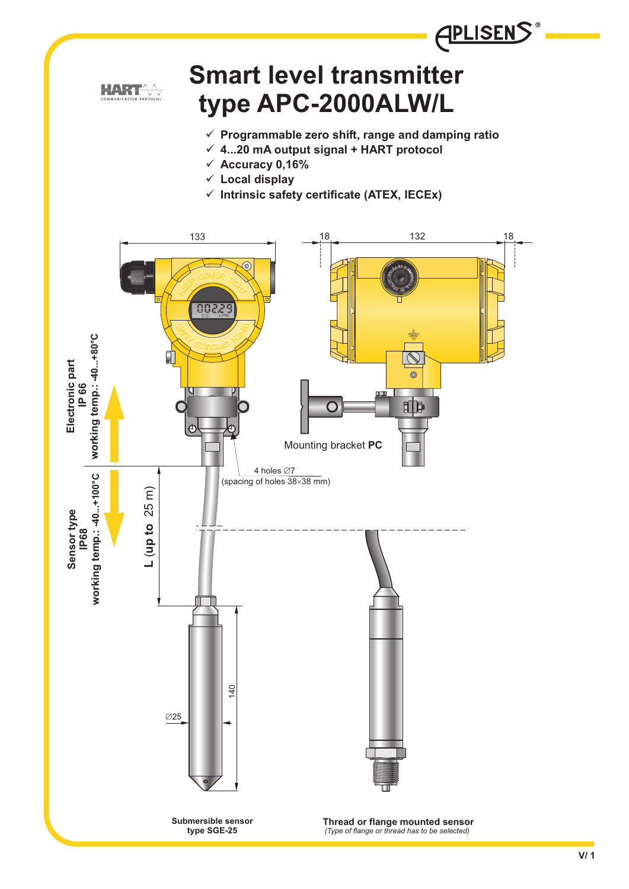# Smart level transmitter type APC-2000ALW/L

- ✓ Programmable zero shift, range and damping ratio
- ✓ 4...20 mA output signal + HART protocol
- ✓ Accuracy 0,16%
- ✓ Local display
- ✓ Intrinsic safety certificate (ATEX, IECEx)

133

18 132 18

Electronic part IP 66 working temp.: -40...+80°C

Sensor type IP68 working temp.: -40...+100°C

Mounting bracket **PC**

4 holes ∅7 (spacing of holes 38×38 mm)

L (up to 25 m)

140

∅25

**Submersible sensor type SGE-25**

**Thread or flange mounted sensor**
*(Type of flange or thread has to be selected)*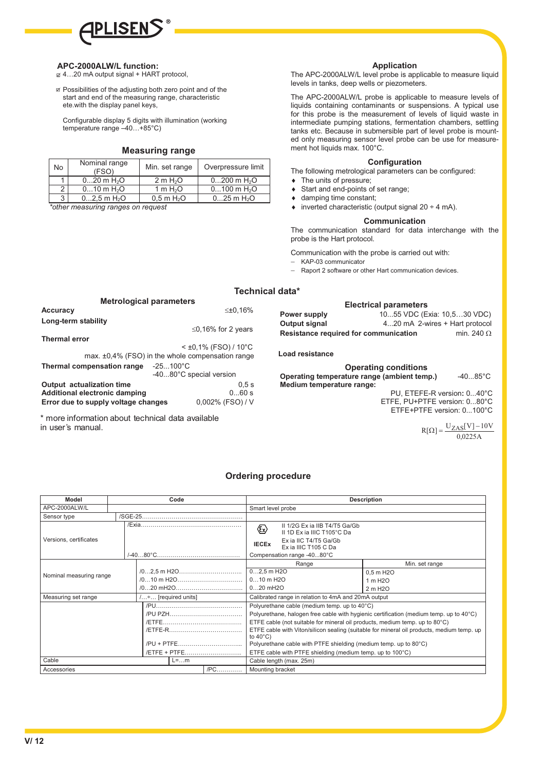## APC-2000ALW/L function:

- ☑ 4…20 mA output signal + HART protocol,
- ☑ Possibilities of the adjusting both zero point and of the start and end of the measuring range, characteristic ete.with the display panel keys,

Configurable display 5 digits with illumination (working temperature range –40…+85°C)

### Measuring range

| No | Nominal range (FSO) | Min. set range | Overpressure limit |
|---|---|---|---|
| 1 | 0…20 m $H_2O$ | 2 m $H_2O$ | 0…200 m $H_2O$ |
| 2 | 0…10 m $H_2O$ | 1 m $H_2O$ | 0…100 m $H_2O$ |
| 3 | 0…2,5 m $H_2O$ | 0,5 m $H_2O$ | 0…25 m $H_2O$ |

*\*other measuring ranges on request*

### Application

The APC-2000ALW/L level probe is applicable to measure liquid levels in tanks, deep wells or piezometers.

The APC-2000ALW/L probe is applicable to measure levels of liquids containing contaminants or suspensions. A typical use for this probe is the measurement of levels of liquid waste in intermediate pumping stations, fermentation chambers, settling tanks etc. Because in submersible part of level probe is mounted only measuring sensor level probe can be use for measurement hot liquids max. 100°C.

### Configuration

The following metrological parameters can be configured:

- The units of pressure;
- Start and end-points of set range;
- damping time constant;
- inverted characteristic (output signal 20 ÷ 4 mA).

### Communication

The communication standard for data interchange with the probe is the Hart protocol.

Communication with the probe is carried out with:

- KAP-03 communicator
- Raport 2 software or other Hart communication devices.

## Technical data*

### Metrological parameters

**Accuracy** ≤±0,16%

**Long-term stability** ≤0,16% for 2 years

**Thermal error** < ±0,1% (FSO) / 10°C
max. ±0,4% (FSO) in the whole compensation range

**Thermal compensation range** -25...100°C
-40...80°C special version

**Output actualization time** 0,5 s

**Additional electronic damping** 0...60 s

**Error due to supply voltage changes** 0,002% (FSO) / V

\* more information about technical data available in user's manual.

### Electrical parameters

**Power supply** 10...55 VDC (Exia: 10,5…30 VDC)

**Output signal** 4...20 mA 2-wires + Hart protocol

**Resistance required for communication** min. 240 Ω

**Load resistance**

$$R[\Omega] = \frac{U_{ZAS}[V] - 10V}{0{,}0225A}$$

### Operating conditions

**Operating temperature range (ambient temp.)** -40...85°C

**Medium temperature range:**
PU, ETEFE-R version: 0...40°C
ETFE, PU+PTFE version: 0...80°C
ETFE+PTFE version: 0...100°C

## Ordering procedure

| Model | Code | Description | |
|---|---|---|---|
| APC-2000ALW/L | | Smart level probe | |
| Sensor type | /SGE-25 | | |
| Versions, certificates | /Exia | II 1/2G Ex ia IIB T4/T5 Ga/Gb; II 1D Ex ia IIIC T105°C Da; IECEx: Ex ia IIC T4/T5 Ga/Gb; Ex ia IIIC T105 C Da | |
| | /-40…80°C | Compensation range -40...80°C | |
| Nominal measuring range | | Range | Min. set range |
| | /0…2,5 m H2O | 0…2,5 m H2O | 0,5 m H2O |
| | /0…10 m H2O | 0…10 m H2O | 1 m H2O |
| | /0…20 mH2O | 0…20 mH2O | 2 m H2O |
| Measuring set range | /…÷… [required units] | Calibrated range in relation to 4mA and 20mA output | |
| | /PU | Polyurethane cable (medium temp. up to 40°C) | |
| | /PU PZH | Polyurethane, halogen free cable with hygienic certification (medium temp. up to 40°C) | |
| | /ETFE | ETFE cable (not suitable for mineral oil products, medium temp. up to 80°C) | |
| | /ETFE-R | ETFE cable with Viton/silicon sealing (suitable for mineral oil products, medium temp. up to 40°C) | |
| | /PU + PTFE | Polyurethane cable with PTFE shielding (medium temp. up to 80°C) | |
| | /ETFE + PTFE | ETFE cable with PTFE shielding (medium temp. up to 100°C) | |
| Cable | L=…m | Cable length (max. 25m) | |
| Accessories | /PC | Mounting bracket | |